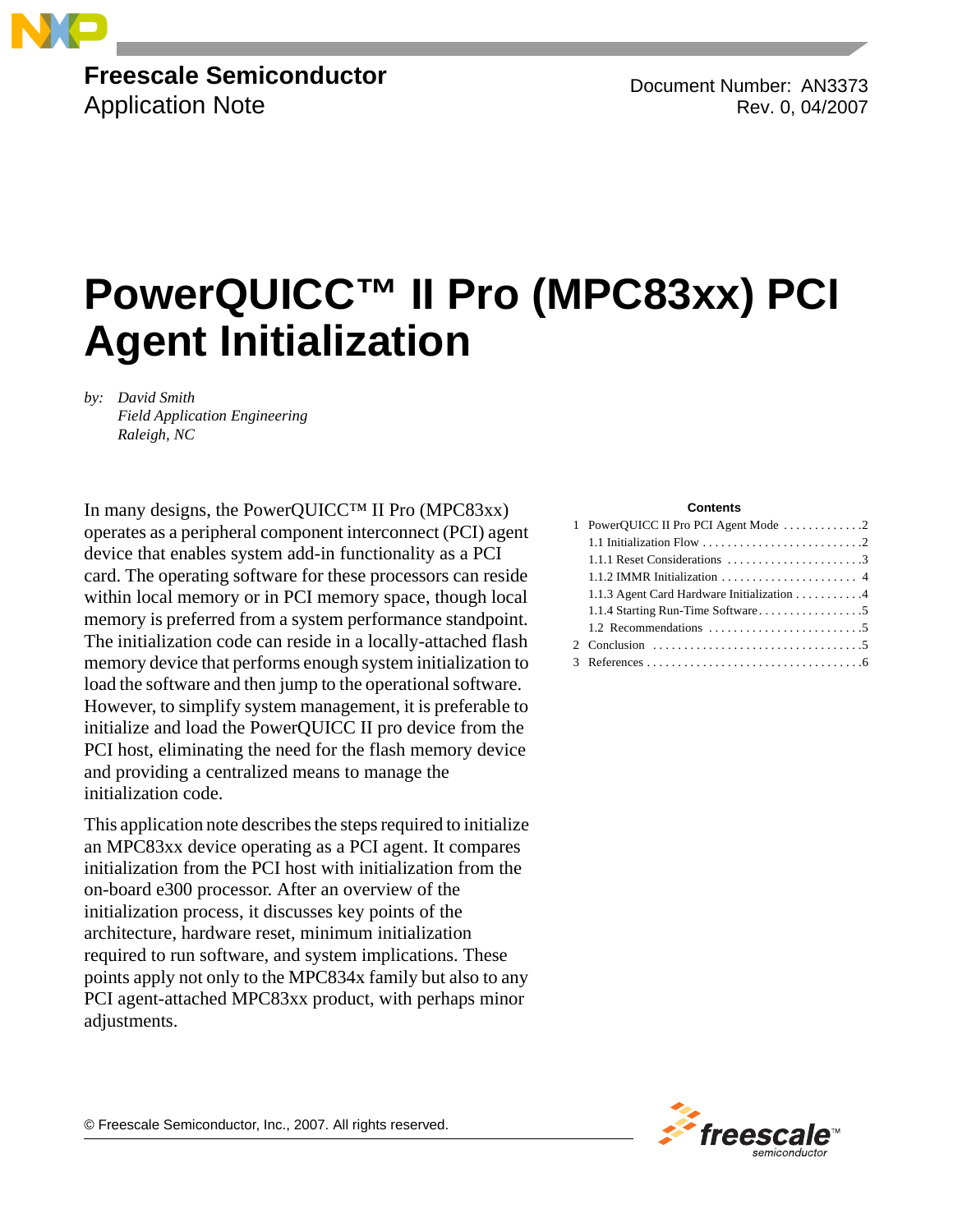**Freescale Semiconductor**
Application Note

Document Number: AN3373
Rev. 0, 04/2007

# PowerQUICC™ II Pro (MPC83xx) PCI Agent Initialization

by: *David Smith*
*Field Application Engineering*
*Raleigh, NC*

In many designs, the PowerQUICC™ II Pro (MPC83xx) operates as a peripheral component interconnect (PCI) agent device that enables system add-in functionality as a PCI card. The operating software for these processors can reside within local memory or in PCI memory space, though local memory is preferred from a system performance standpoint. The initialization code can reside in a locally-attached flash memory device that performs enough system initialization to load the software and then jump to the operational software. However, to simplify system management, it is preferable to initialize and load the PowerQUICC II pro device from the PCI host, eliminating the need for the flash memory device and providing a centralized means to manage the initialization code.

This application note describes the steps required to initialize an MPC83xx device operating as a PCI agent. It compares initialization from the PCI host with initialization from the on-board e300 processor. After an overview of the initialization process, it discusses key points of the architecture, hardware reset, minimum initialization required to run software, and system implications. These points apply not only to the MPC834x family but also to any PCI agent-attached MPC83xx product, with perhaps minor adjustments.

**Contents**

1 PowerQUICC II Pro PCI Agent Mode . . . . . . . . . . . . . 2
1.1 Initialization Flow . . . . . . . . . . . . . . . . . . . . . . . . . . 2
1.1.1 Reset Considerations . . . . . . . . . . . . . . . . . . . . . . 3
1.1.2 IMMR Initialization . . . . . . . . . . . . . . . . . . . . . . 4
1.1.3 Agent Card Hardware Initialization . . . . . . . . . . . 4
1.1.4 Starting Run-Time Software . . . . . . . . . . . . . . . . . 5
1.2 Recommendations . . . . . . . . . . . . . . . . . . . . . . . . . 5
2 Conclusion . . . . . . . . . . . . . . . . . . . . . . . . . . . . . . . . . . 5
3 References . . . . . . . . . . . . . . . . . . . . . . . . . . . . . . . . . . 6

© Freescale Semiconductor, Inc., 2007. All rights reserved.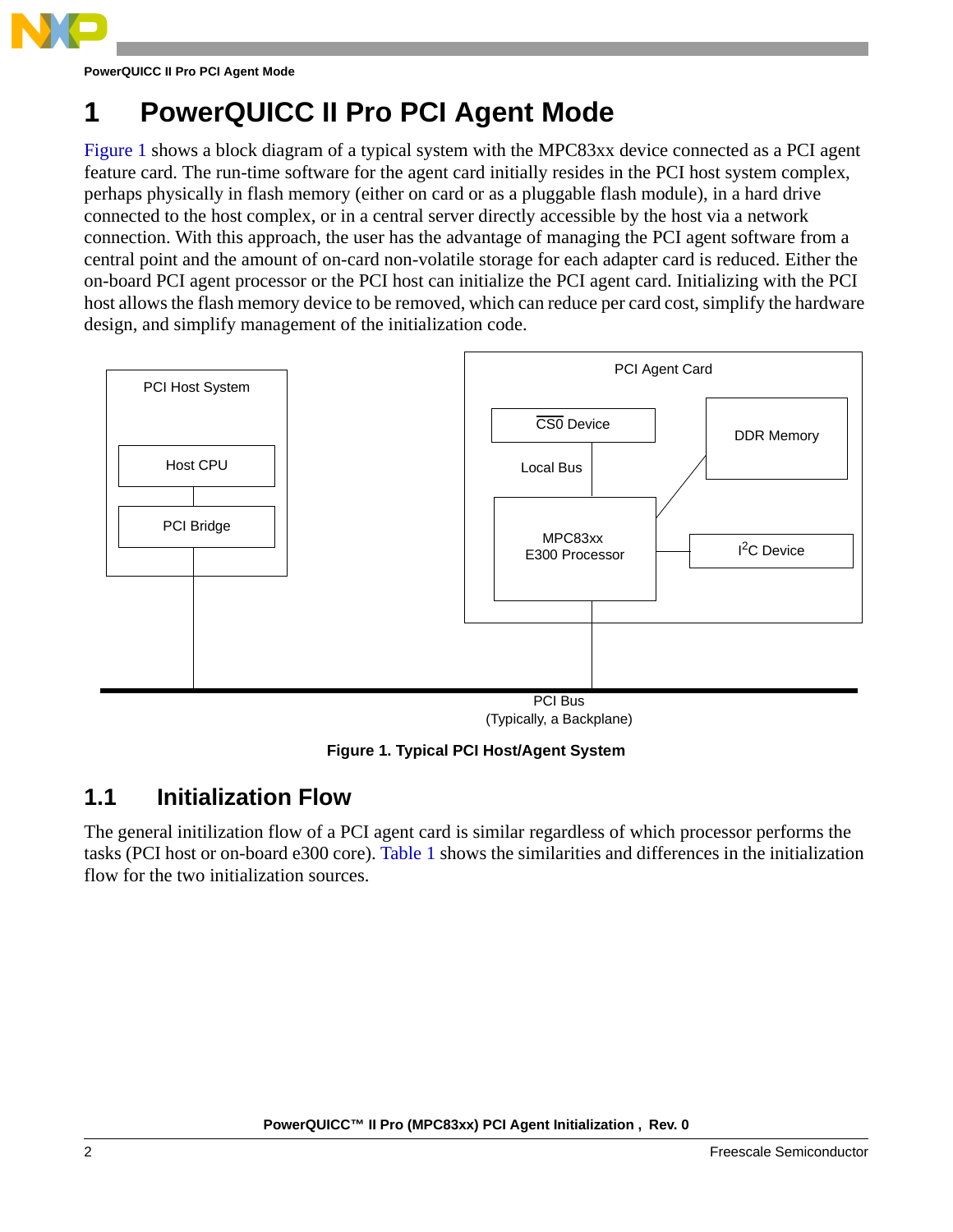# 1 PowerQUICC II Pro PCI Agent Mode

Figure 1 shows a block diagram of a typical system with the MPC83xx device connected as a PCI agent feature card. The run-time software for the agent card initially resides in the PCI host system complex, perhaps physically in flash memory (either on card or as a pluggable flash module), in a hard drive connected to the host complex, or in a central server directly accessible by the host via a network connection. With this approach, the user has the advantage of managing the PCI agent software from a central point and the amount of on-card non-volatile storage for each adapter card is reduced. Either the on-board PCI agent processor or the PCI host can initialize the PCI agent card. Initializing with the PCI host allows the flash memory device to be removed, which can reduce per card cost, simplify the hardware design, and simplify management of the initialization code.

PCI Host System

Host CPU

PCI Bridge

PCI Agent Card

$\overline{\text{CS0}}$ Device

Local Bus

DDR Memory

MPC83xx
E300 Processor

I²C Device

PCI Bus
(Typically, a Backplane)

**Figure 1. Typical PCI Host/Agent System**

## 1.1 Initialization Flow

The general initilization flow of a PCI agent card is similar regardless of which processor performs the tasks (PCI host or on-board e300 core). Table 1 shows the similarities and differences in the initialization flow for the two initialization sources.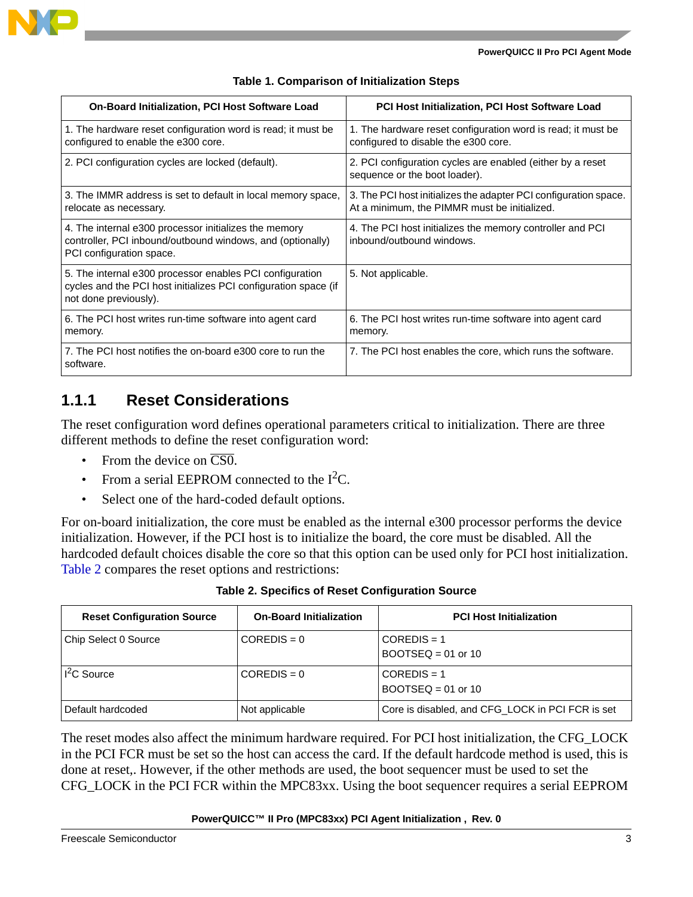**Table 1. Comparison of Initialization Steps**

| On-Board Initialization, PCI Host Software Load | PCI Host Initialization, PCI Host Software Load |
|---|---|
| 1. The hardware reset configuration word is read; it must be configured to enable the e300 core. | 1. The hardware reset configuration word is read; it must be configured to disable the e300 core. |
| 2. PCI configuration cycles are locked (default). | 2. PCI configuration cycles are enabled (either by a reset sequence or the boot loader). |
| 3. The IMMR address is set to default in local memory space, relocate as necessary. | 3. The PCI host initializes the adapter PCI configuration space. At a minimum, the PIMMR must be initialized. |
| 4. The internal e300 processor initializes the memory controller, PCI inbound/outbound windows, and (optionally) PCI configuration space. | 4. The PCI host initializes the memory controller and PCI inbound/outbound windows. |
| 5. The internal e300 processor enables PCI configuration cycles and the PCI host initializes PCI configuration space (if not done previously). | 5. Not applicable. |
| 6. The PCI host writes run-time software into agent card memory. | 6. The PCI host writes run-time software into agent card memory. |
| 7. The PCI host notifies the on-board e300 core to run the software. | 7. The PCI host enables the core, which runs the software. |

### 1.1.1 Reset Considerations

The reset configuration word defines operational parameters critical to initialization. There are three different methods to define the reset configuration word:

- From the device on $\overline{\text{CS0}}$.
- From a serial EEPROM connected to the $I^2C$.
- Select one of the hard-coded default options.

For on-board initialization, the core must be enabled as the internal e300 processor performs the device initialization. However, if the PCI host is to initialize the board, the core must be disabled. All the hardcoded default choices disable the core so that this option can be used only for PCI host initialization. Table 2 compares the reset options and restrictions:

**Table 2. Specifics of Reset Configuration Source**

| Reset Configuration Source | On-Board Initialization | PCI Host Initialization |
|---|---|---|
| Chip Select 0 Source | COREDIS = 0 | COREDIS = 1<br>BOOTSEQ = 01 or 10 |
| $I^2C$ Source | COREDIS = 0 | COREDIS = 1<br>BOOTSEQ = 01 or 10 |
| Default hardcoded | Not applicable | Core is disabled, and CFG_LOCK in PCI FCR is set |

The reset modes also affect the minimum hardware required. For PCI host initialization, the CFG_LOCK in the PCI FCR must be set so the host can access the card. If the default hardcode method is used, this is done at reset,. However, if the other methods are used, the boot sequencer must be used to set the CFG_LOCK in the PCI FCR within the MPC83xx. Using the boot sequencer requires a serial EEPROM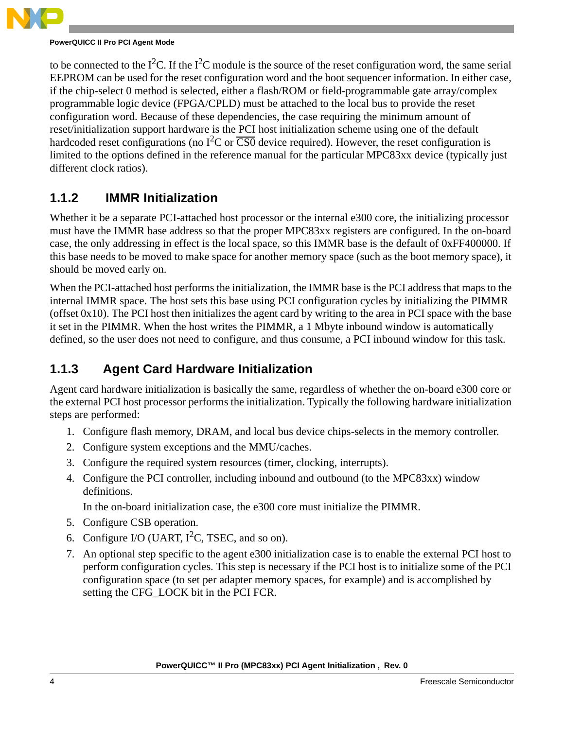to be connected to the $I^2C$. If the $I^2C$ module is the source of the reset configuration word, the same serial EEPROM can be used for the reset configuration word and the boot sequencer information. In either case, if the chip-select 0 method is selected, either a flash/ROM or field-programmable gate array/complex programmable logic device (FPGA/CPLD) must be attached to the local bus to provide the reset configuration word. Because of these dependencies, the case requiring the minimum amount of reset/initialization support hardware is the PCI host initialization scheme using one of the default hardcoded reset configurations (no $I^2C$ or $\overline{CS0}$ device required). However, the reset configuration is limited to the options defined in the reference manual for the particular MPC83xx device (typically just different clock ratios).

### 1.1.2 IMMR Initialization

Whether it be a separate PCI-attached host processor or the internal e300 core, the initializing processor must have the IMMR base address so that the proper MPC83xx registers are configured. In the on-board case, the only addressing in effect is the local space, so this IMMR base is the default of 0xFF400000. If this base needs to be moved to make space for another memory space (such as the boot memory space), it should be moved early on.

When the PCI-attached host performs the initialization, the IMMR base is the PCI address that maps to the internal IMMR space. The host sets this base using PCI configuration cycles by initializing the PIMMR (offset 0x10). The PCI host then initializes the agent card by writing to the area in PCI space with the base it set in the PIMMR. When the host writes the PIMMR, a 1 Mbyte inbound window is automatically defined, so the user does not need to configure, and thus consume, a PCI inbound window for this task.

### 1.1.3 Agent Card Hardware Initialization

Agent card hardware initialization is basically the same, regardless of whether the on-board e300 core or the external PCI host processor performs the initialization. Typically the following hardware initialization steps are performed:

1. Configure flash memory, DRAM, and local bus device chips-selects in the memory controller.
2. Configure system exceptions and the MMU/caches.
3. Configure the required system resources (timer, clocking, interrupts).
4. Configure the PCI controller, including inbound and outbound (to the MPC83xx) window definitions.

   In the on-board initialization case, the e300 core must initialize the PIMMR.
5. Configure CSB operation.
6. Configure I/O (UART, $I^2C$, TSEC, and so on).
7. An optional step specific to the agent e300 initialization case is to enable the external PCI host to perform configuration cycles. This step is necessary if the PCI host is to initialize some of the PCI configuration space (to set per adapter memory spaces, for example) and is accomplished by setting the CFG_LOCK bit in the PCI FCR.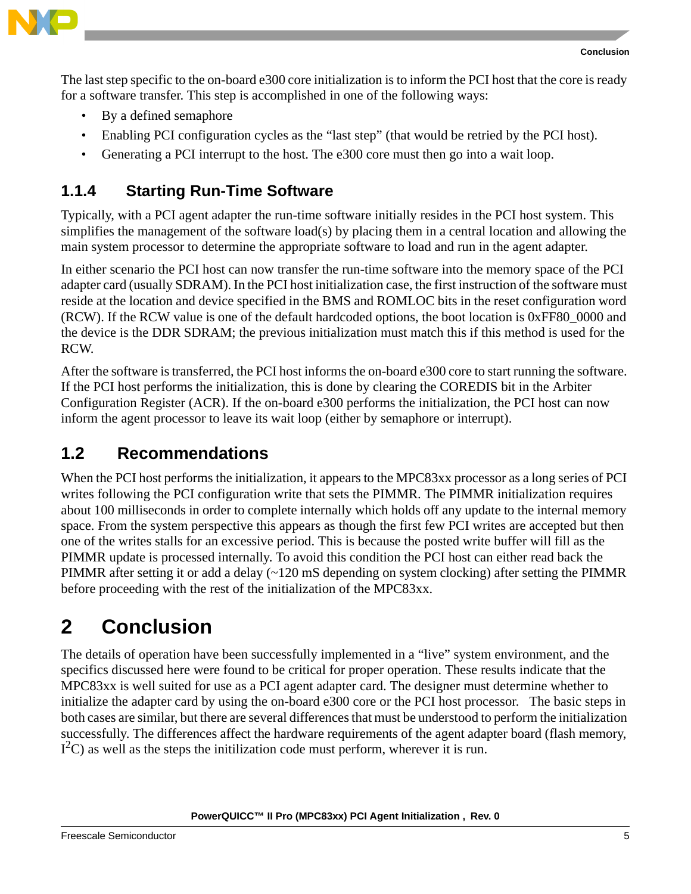The last step specific to the on-board e300 core initialization is to inform the PCI host that the core is ready for a software transfer. This step is accomplished in one of the following ways:

- By a defined semaphore
- Enabling PCI configuration cycles as the “last step” (that would be retried by the PCI host).
- Generating a PCI interrupt to the host. The e300 core must then go into a wait loop.

### 1.1.4 Starting Run-Time Software

Typically, with a PCI agent adapter the run-time software initially resides in the PCI host system. This simplifies the management of the software load(s) by placing them in a central location and allowing the main system processor to determine the appropriate software to load and run in the agent adapter.

In either scenario the PCI host can now transfer the run-time software into the memory space of the PCI adapter card (usually SDRAM). In the PCI host initialization case, the first instruction of the software must reside at the location and device specified in the BMS and ROMLOC bits in the reset configuration word (RCW). If the RCW value is one of the default hardcoded options, the boot location is 0xFF80_0000 and the device is the DDR SDRAM; the previous initialization must match this if this method is used for the RCW.

After the software is transferred, the PCI host informs the on-board e300 core to start running the software. If the PCI host performs the initialization, this is done by clearing the COREDIS bit in the Arbiter Configuration Register (ACR). If the on-board e300 performs the initialization, the PCI host can now inform the agent processor to leave its wait loop (either by semaphore or interrupt).

## 1.2 Recommendations

When the PCI host performs the initialization, it appears to the MPC83xx processor as a long series of PCI writes following the PCI configuration write that sets the PIMMR. The PIMMR initialization requires about 100 milliseconds in order to complete internally which holds off any update to the internal memory space. From the system perspective this appears as though the first few PCI writes are accepted but then one of the writes stalls for an excessive period. This is because the posted write buffer will fill as the PIMMR update is processed internally. To avoid this condition the PCI host can either read back the PIMMR after setting it or add a delay (~120 mS depending on system clocking) after setting the PIMMR before proceeding with the rest of the initialization of the MPC83xx.

# 2 Conclusion

The details of operation have been successfully implemented in a “live” system environment, and the specifics discussed here were found to be critical for proper operation. These results indicate that the MPC83xx is well suited for use as a PCI agent adapter card. The designer must determine whether to initialize the adapter card by using the on-board e300 core or the PCI host processor. The basic steps in both cases are similar, but there are several differences that must be understood to perform the initialization successfully. The differences affect the hardware requirements of the agent adapter board (flash memory, $I^2C$) as well as the steps the initilization code must perform, wherever it is run.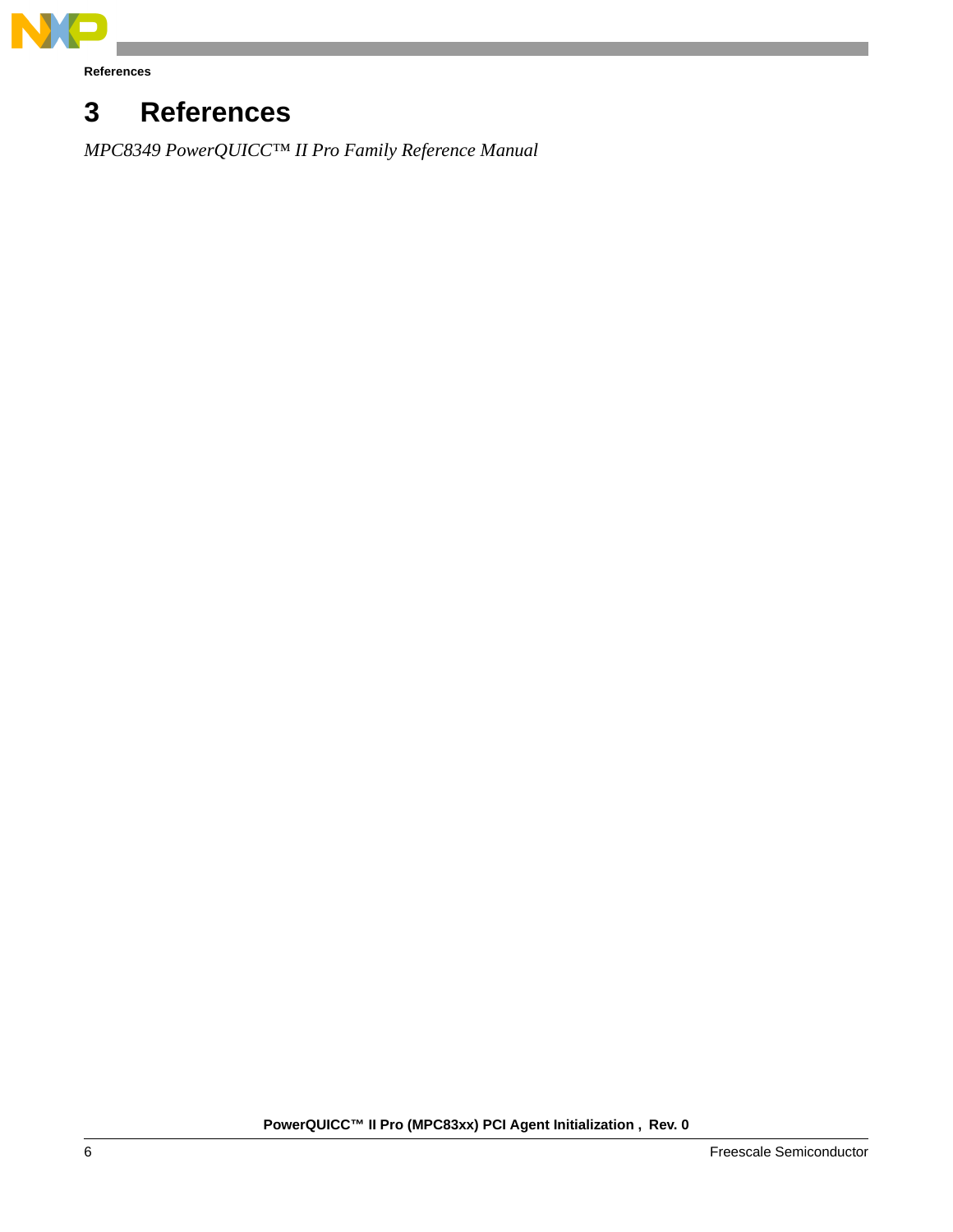# 3 References

*MPC8349 PowerQUICC™ II Pro Family Reference Manual*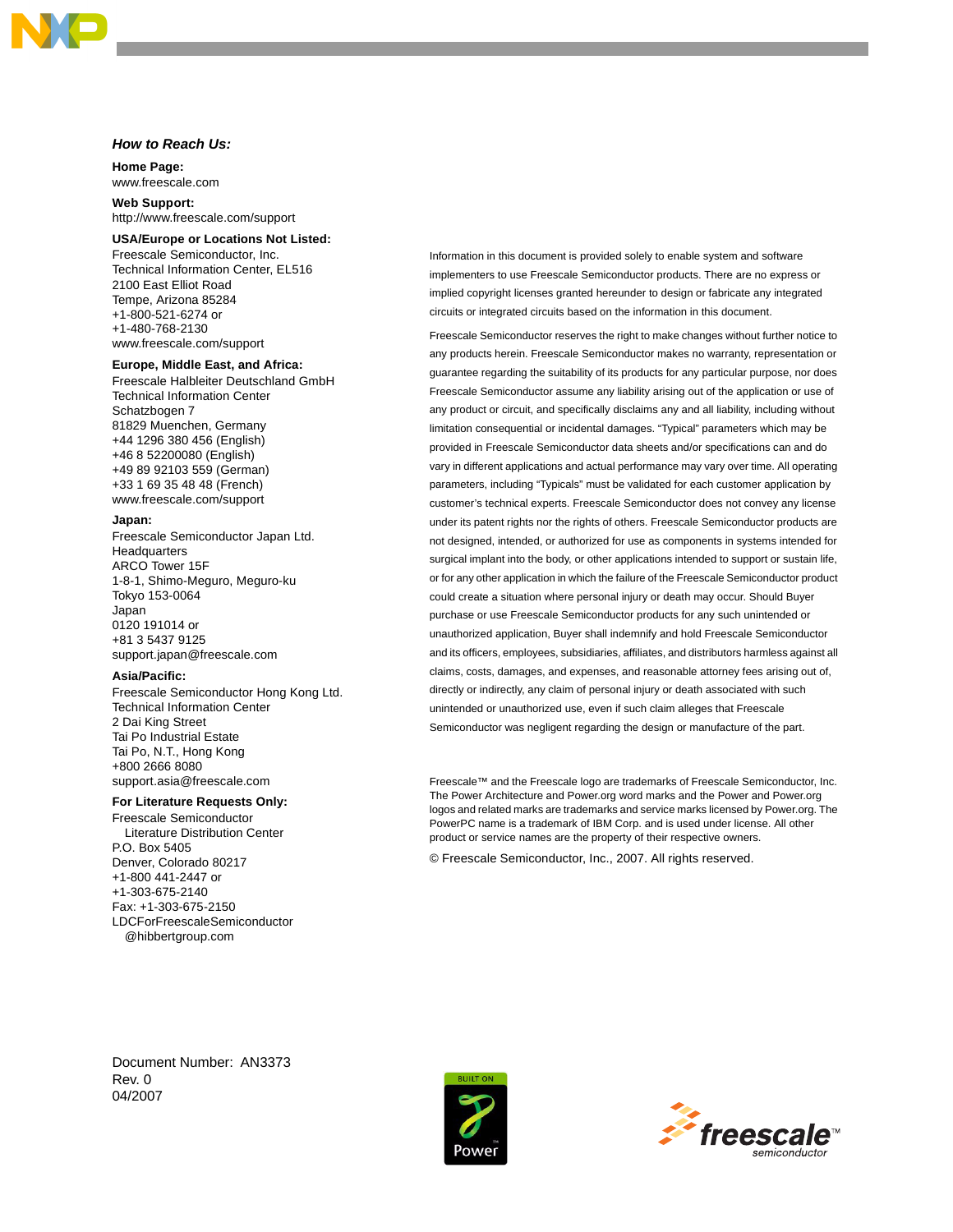***How to Reach Us:***

**Home Page:**
www.freescale.com

**Web Support:**
http://www.freescale.com/support

**USA/Europe or Locations Not Listed:**
Freescale Semiconductor, Inc.
Technical Information Center, EL516
2100 East Elliot Road
Tempe, Arizona 85284
+1-800-521-6274 or
+1-480-768-2130
www.freescale.com/support

**Europe, Middle East, and Africa:**
Freescale Halbleiter Deutschland GmbH
Technical Information Center
Schatzbogen 7
81829 Muenchen, Germany
+44 1296 380 456 (English)
+46 8 52200080 (English)
+49 89 92103 559 (German)
+33 1 69 35 48 48 (French)
www.freescale.com/support

**Japan:**
Freescale Semiconductor Japan Ltd.
Headquarters
ARCO Tower 15F
1-8-1, Shimo-Meguro, Meguro-ku
Tokyo 153-0064
Japan
0120 191014 or
+81 3 5437 9125
support.japan@freescale.com

**Asia/Pacific:**
Freescale Semiconductor Hong Kong Ltd.
Technical Information Center
2 Dai King Street
Tai Po Industrial Estate
Tai Po, N.T., Hong Kong
+800 2666 8080
support.asia@freescale.com

**For Literature Requests Only:**
Freescale Semiconductor
Literature Distribution Center
P.O. Box 5405
Denver, Colorado 80217
+1-800 441-2447 or
+1-303-675-2140
Fax: +1-303-675-2150
LDCForFreescaleSemiconductor
@hibbertgroup.com

Information in this document is provided solely to enable system and software implementers to use Freescale Semiconductor products. There are no express or implied copyright licenses granted hereunder to design or fabricate any integrated circuits or integrated circuits based on the information in this document.

Freescale Semiconductor reserves the right to make changes without further notice to any products herein. Freescale Semiconductor makes no warranty, representation or guarantee regarding the suitability of its products for any particular purpose, nor does Freescale Semiconductor assume any liability arising out of the application or use of any product or circuit, and specifically disclaims any and all liability, including without limitation consequential or incidental damages. "Typical" parameters which may be provided in Freescale Semiconductor data sheets and/or specifications can and do vary in different applications and actual performance may vary over time. All operating parameters, including "Typicals" must be validated for each customer application by customer's technical experts. Freescale Semiconductor does not convey any license under its patent rights nor the rights of others. Freescale Semiconductor products are not designed, intended, or authorized for use as components in systems intended for surgical implant into the body, or other applications intended to support or sustain life, or for any other application in which the failure of the Freescale Semiconductor product could create a situation where personal injury or death may occur. Should Buyer purchase or use Freescale Semiconductor products for any such unintended or unauthorized application, Buyer shall indemnify and hold Freescale Semiconductor and its officers, employees, subsidiaries, affiliates, and distributors harmless against all claims, costs, damages, and expenses, and reasonable attorney fees arising out of, directly or indirectly, any claim of personal injury or death associated with such unintended or unauthorized use, even if such claim alleges that Freescale Semiconductor was negligent regarding the design or manufacture of the part.

Freescale™ and the Freescale logo are trademarks of Freescale Semiconductor, Inc. The Power Architecture and Power.org word marks and the Power and Power.org logos and related marks are trademarks and service marks licensed by Power.org. The PowerPC name is a trademark of IBM Corp. and is used under license. All other product or service names are the property of their respective owners.

© Freescale Semiconductor, Inc., 2007. All rights reserved.

Document Number: AN3373
Rev. 0
04/2007